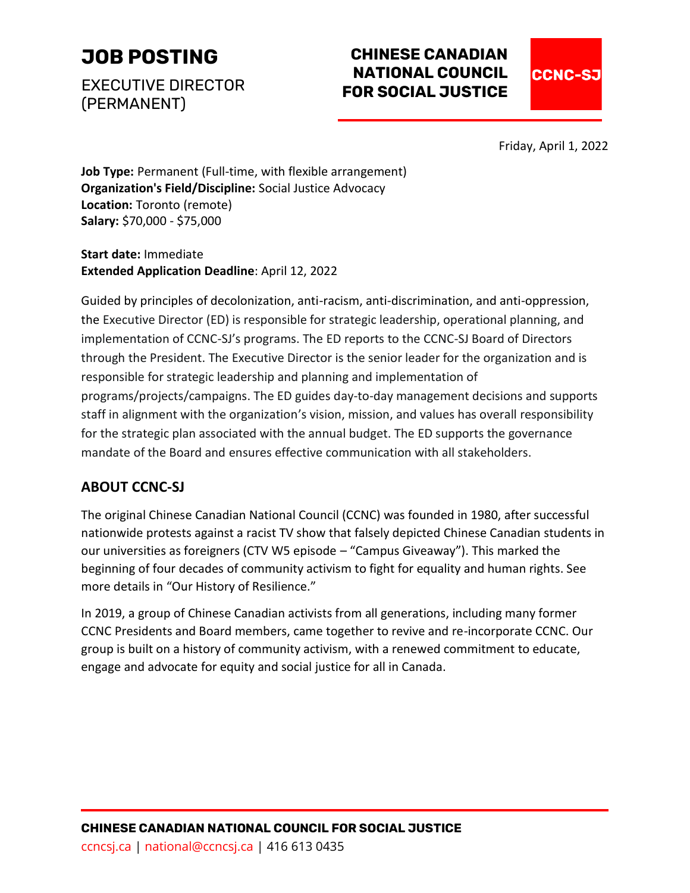# JOB POSTING

EXECUTIVE DIRECTOR (PERMANENT)

**CHINESE CANADIAN NATIONAL COUNCIL FOR SOCIAL JUSTICE**

**CCNC-SJ**

Friday, April 1, 2022

**Job Type:** Permanent (Full-time, with flexible arrangement)
**Organization's Field/Discipline:** Social Justice Advocacy
**Location:** Toronto (remote)
**Salary:** $70,000 - $75,000

**Start date:** Immediate
**Extended Application Deadline**: April 12, 2022

Guided by principles of decolonization, anti-racism, anti-discrimination, and anti-oppression, the Executive Director (ED) is responsible for strategic leadership, operational planning, and implementation of CCNC-SJ's programs. The ED reports to the CCNC-SJ Board of Directors through the President. The Executive Director is the senior leader for the organization and is responsible for strategic leadership and planning and implementation of programs/projects/campaigns. The ED guides day-to-day management decisions and supports staff in alignment with the organization's vision, mission, and values has overall responsibility for the strategic plan associated with the annual budget. The ED supports the governance mandate of the Board and ensures effective communication with all stakeholders.

## ABOUT CCNC-SJ

The original Chinese Canadian National Council (CCNC) was founded in 1980, after successful nationwide protests against a racist TV show that falsely depicted Chinese Canadian students in our universities as foreigners (CTV W5 episode – "Campus Giveaway"). This marked the beginning of four decades of community activism to fight for equality and human rights. See more details in "Our History of Resilience."

In 2019, a group of Chinese Canadian activists from all generations, including many former CCNC Presidents and Board members, came together to revive and re-incorporate CCNC. Our group is built on a history of community activism, with a renewed commitment to educate, engage and advocate for equity and social justice for all in Canada.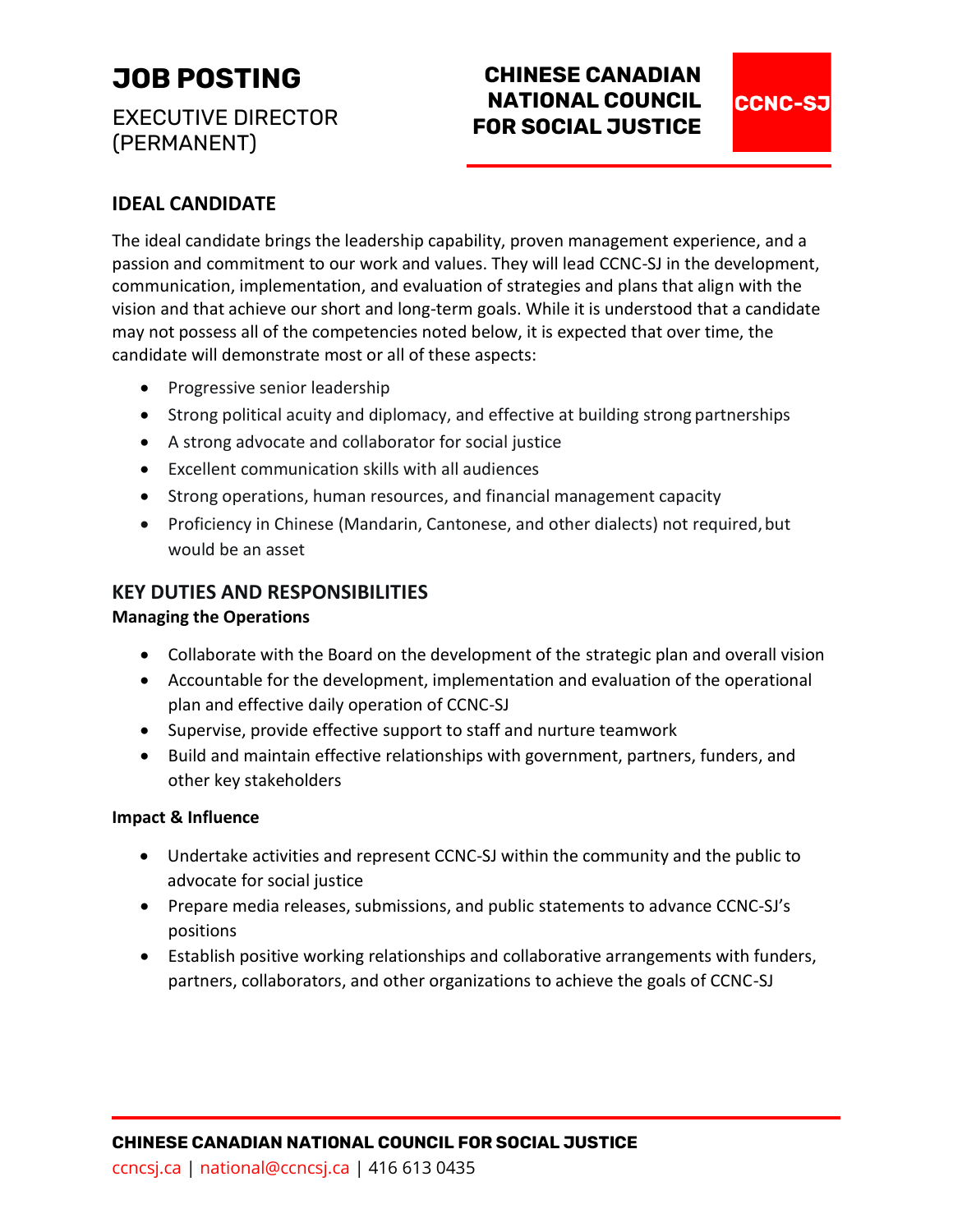# JOB POSTING

EXECUTIVE DIRECTOR (PERMANENT)

**CHINESE CANADIAN NATIONAL COUNCIL FOR SOCIAL JUSTICE**

**CCNC-SJ**

## IDEAL CANDIDATE

The ideal candidate brings the leadership capability, proven management experience, and a passion and commitment to our work and values. They will lead CCNC-SJ in the development, communication, implementation, and evaluation of strategies and plans that align with the vision and that achieve our short and long-term goals. While it is understood that a candidate may not possess all of the competencies noted below, it is expected that over time, the candidate will demonstrate most or all of these aspects:

- Progressive senior leadership
- Strong political acuity and diplomacy, and effective at building strong partnerships
- A strong advocate and collaborator for social justice
- Excellent communication skills with all audiences
- Strong operations, human resources, and financial management capacity
- Proficiency in Chinese (Mandarin, Cantonese, and other dialects) not required, but would be an asset

## KEY DUTIES AND RESPONSIBILITIES

**Managing the Operations**

- Collaborate with the Board on the development of the strategic plan and overall vision
- Accountable for the development, implementation and evaluation of the operational plan and effective daily operation of CCNC-SJ
- Supervise, provide effective support to staff and nurture teamwork
- Build and maintain effective relationships with government, partners, funders, and other key stakeholders

**Impact & Influence**

- Undertake activities and represent CCNC-SJ within the community and the public to advocate for social justice
- Prepare media releases, submissions, and public statements to advance CCNC-SJ's positions
- Establish positive working relationships and collaborative arrangements with funders, partners, collaborators, and other organizations to achieve the goals of CCNC-SJ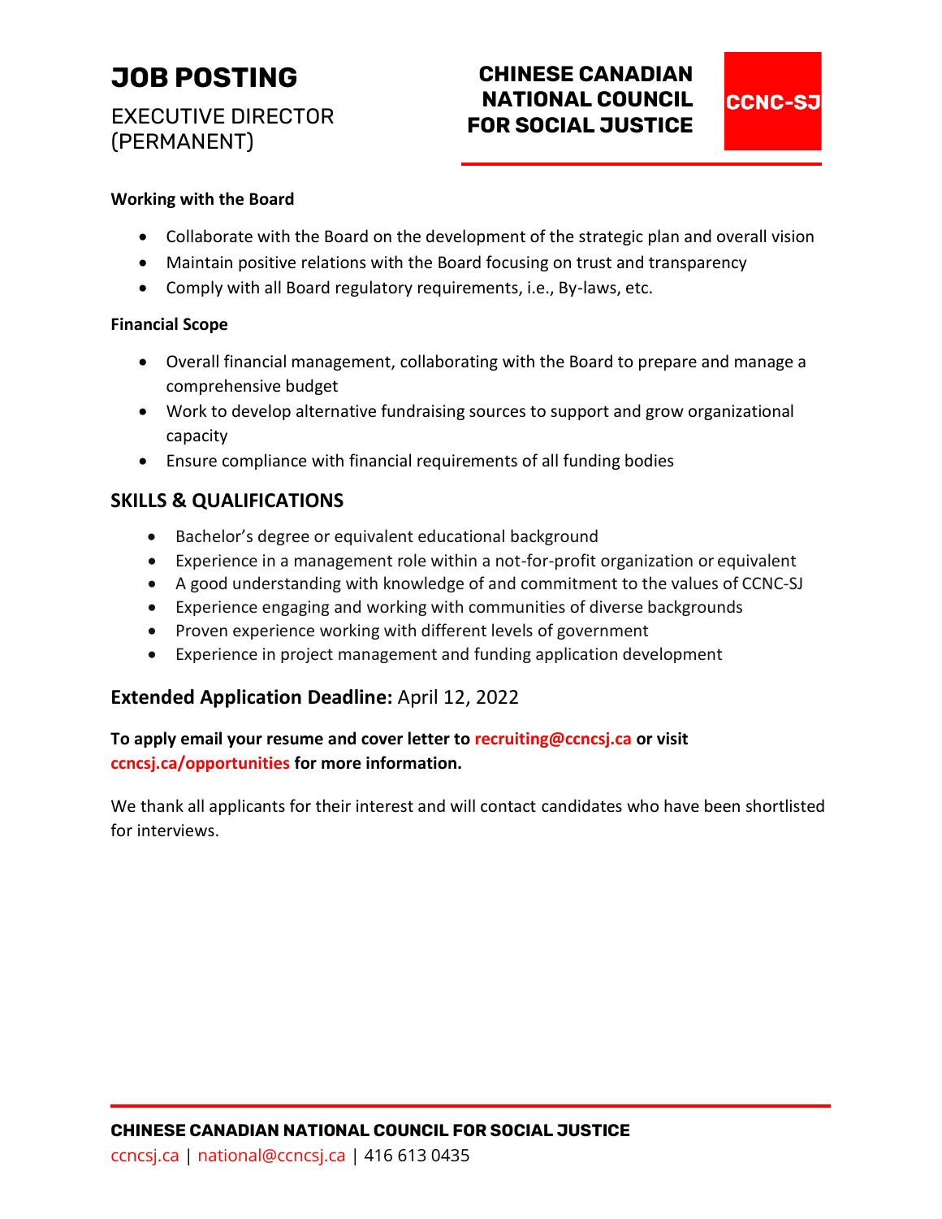**Working with the Board**

- Collaborate with the Board on the development of the strategic plan and overall vision
- Maintain positive relations with the Board focusing on trust and transparency
- Comply with all Board regulatory requirements, i.e., By-laws, etc.

**Financial Scope**

- Overall financial management, collaborating with the Board to prepare and manage a comprehensive budget
- Work to develop alternative fundraising sources to support and grow organizational capacity
- Ensure compliance with financial requirements of all funding bodies

## SKILLS & QUALIFICATIONS

- Bachelor's degree or equivalent educational background
- Experience in a management role within a not-for-profit organization or equivalent
- A good understanding with knowledge of and commitment to the values of CCNC-SJ
- Experience engaging and working with communities of diverse backgrounds
- Proven experience working with different levels of government
- Experience in project management and funding application development

### **Extended Application Deadline:** April 12, 2022

**To apply email your resume and cover letter to recruiting@ccncsj.ca or visit ccncsj.ca/opportunities for more information.**

We thank all applicants for their interest and will contact candidates who have been shortlisted for interviews.